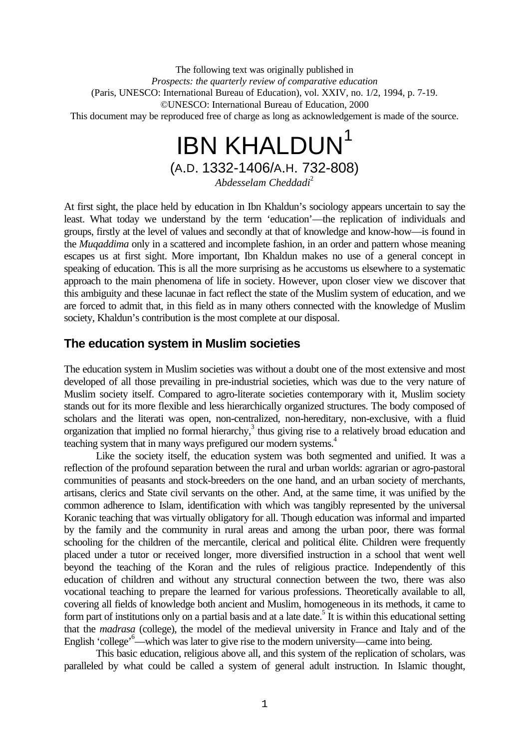The following text was originally published in
*Prospects: the quarterly review of comparative education*
(Paris, UNESCO: International Bureau of Education), vol. XXIV, no. 1/2, 1994, p. 7-19.
©UNESCO: International Bureau of Education, 2000
This document may be reproduced free of charge as long as acknowledgement is made of the source.

# IBN KHALDUN[1]

## (A.D. 1332-1406/A.H. 732-808)

*Abdesselam Cheddadi*[2]

At first sight, the place held by education in Ibn Khaldun's sociology appears uncertain to say the least. What today we understand by the term 'education'—the replication of individuals and groups, firstly at the level of values and secondly at that of knowledge and know-how—is found in the *Muqaddima* only in a scattered and incomplete fashion, in an order and pattern whose meaning escapes us at first sight. More important, Ibn Khaldun makes no use of a general concept in speaking of education. This is all the more surprising as he accustoms us elsewhere to a systematic approach to the main phenomena of life in society. However, upon closer view we discover that this ambiguity and these lacunae in fact reflect the state of the Muslim system of education, and we are forced to admit that, in this field as in many others connected with the knowledge of Muslim society, Khaldun's contribution is the most complete at our disposal.

## The education system in Muslim societies

The education system in Muslim societies was without a doubt one of the most extensive and most developed of all those prevailing in pre-industrial societies, which was due to the very nature of Muslim society itself. Compared to agro-literate societies contemporary with it, Muslim society stands out for its more flexible and less hierarchically organized structures. The body composed of scholars and the literati was open, non-centralized, non-hereditary, non-exclusive, with a fluid organization that implied no formal hierarchy,[3] thus giving rise to a relatively broad education and teaching system that in many ways prefigured our modern systems.[4]

Like the society itself, the education system was both segmented and unified. It was a reflection of the profound separation between the rural and urban worlds: agrarian or agro-pastoral communities of peasants and stock-breeders on the one hand, and an urban society of merchants, artisans, clerics and State civil servants on the other. And, at the same time, it was unified by the common adherence to Islam, identification with which was tangibly represented by the universal Koranic teaching that was virtually obligatory for all. Though education was informal and imparted by the family and the community in rural areas and among the urban poor, there was formal schooling for the children of the mercantile, clerical and political élite. Children were frequently placed under a tutor or received longer, more diversified instruction in a school that went well beyond the teaching of the Koran and the rules of religious practice. Independently of this education of children and without any structural connection between the two, there was also vocational teaching to prepare the learned for various professions. Theoretically available to all, covering all fields of knowledge both ancient and Muslim, homogeneous in its methods, it came to form part of institutions only on a partial basis and at a late date.[5] It is within this educational setting that the *madrasa* (college), the model of the medieval university in France and Italy and of the English 'college'[6]—which was later to give rise to the modern university—came into being.

This basic education, religious above all, and this system of the replication of scholars, was paralleled by what could be called a system of general adult instruction. In Islamic thought,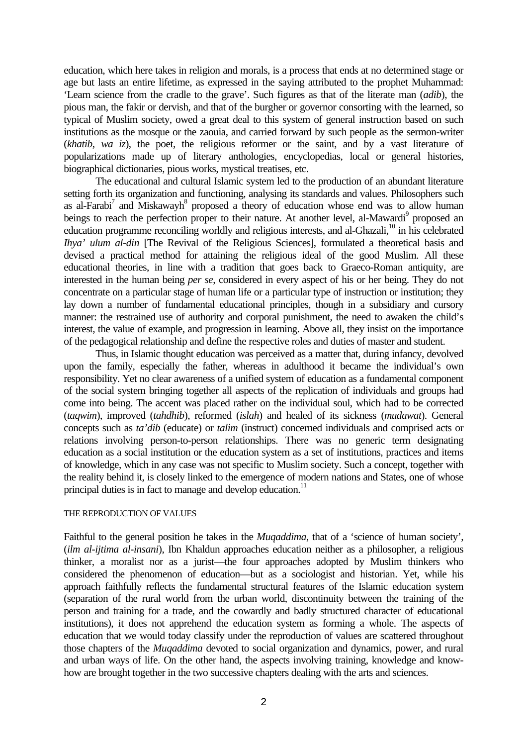education, which here takes in religion and morals, is a process that ends at no determined stage or age but lasts an entire lifetime, as expressed in the saying attributed to the prophet Muhammad: 'Learn science from the cradle to the grave'. Such figures as that of the literate man (*adib*), the pious man, the fakir or dervish, and that of the burgher or governor consorting with the learned, so typical of Muslim society, owed a great deal to this system of general instruction based on such institutions as the mosque or the zaouia, and carried forward by such people as the sermon-writer (*khatib*, *wa iz*), the poet, the religious reformer or the saint, and by a vast literature of popularizations made up of literary anthologies, encyclopedias, local or general histories, biographical dictionaries, pious works, mystical treatises, etc.

The educational and cultural Islamic system led to the production of an abundant literature setting forth its organization and functioning, analysing its standards and values. Philosophers such as al-Farabi[7] and Miskawayh[8] proposed a theory of education whose end was to allow human beings to reach the perfection proper to their nature. At another level, al-Mawardi[9] proposed an education programme reconciling worldly and religious interests, and al-Ghazali,[10] in his celebrated *Ihya' ulum al-din* [The Revival of the Religious Sciences], formulated a theoretical basis and devised a practical method for attaining the religious ideal of the good Muslim. All these educational theories, in line with a tradition that goes back to Graeco-Roman antiquity, are interested in the human being *per se*, considered in every aspect of his or her being. They do not concentrate on a particular stage of human life or a particular type of instruction or institution; they lay down a number of fundamental educational principles, though in a subsidiary and cursory manner: the restrained use of authority and corporal punishment, the need to awaken the child's interest, the value of example, and progression in learning. Above all, they insist on the importance of the pedagogical relationship and define the respective roles and duties of master and student.

Thus, in Islamic thought education was perceived as a matter that, during infancy, devolved upon the family, especially the father, whereas in adulthood it became the individual's own responsibility. Yet no clear awareness of a unified system of education as a fundamental component of the social system bringing together all aspects of the replication of individuals and groups had come into being. The accent was placed rather on the individual soul, which had to be corrected (*taqwim*), improved (*tahdhib*), reformed (*islah*) and healed of its sickness (*mudawat*). General concepts such as *ta'dib* (educate) or *talim* (instruct) concerned individuals and comprised acts or relations involving person-to-person relationships. There was no generic term designating education as a social institution or the education system as a set of institutions, practices and items of knowledge, which in any case was not specific to Muslim society. Such a concept, together with the reality behind it, is closely linked to the emergence of modern nations and States, one of whose principal duties is in fact to manage and develop education.[11]

## THE REPRODUCTION OF VALUES

Faithful to the general position he takes in the *Muqaddima*, that of a 'science of human society', (*ilm al-ijtima al-insani*), Ibn Khaldun approaches education neither as a philosopher, a religious thinker, a moralist nor as a jurist—the four approaches adopted by Muslim thinkers who considered the phenomenon of education—but as a sociologist and historian. Yet, while his approach faithfully reflects the fundamental structural features of the Islamic education system (separation of the rural world from the urban world, discontinuity between the training of the person and training for a trade, and the cowardly and badly structured character of educational institutions), it does not apprehend the education system as forming a whole. The aspects of education that we would today classify under the reproduction of values are scattered throughout those chapters of the *Muqaddima* devoted to social organization and dynamics, power, and rural and urban ways of life. On the other hand, the aspects involving training, knowledge and know-how are brought together in the two successive chapters dealing with the arts and sciences.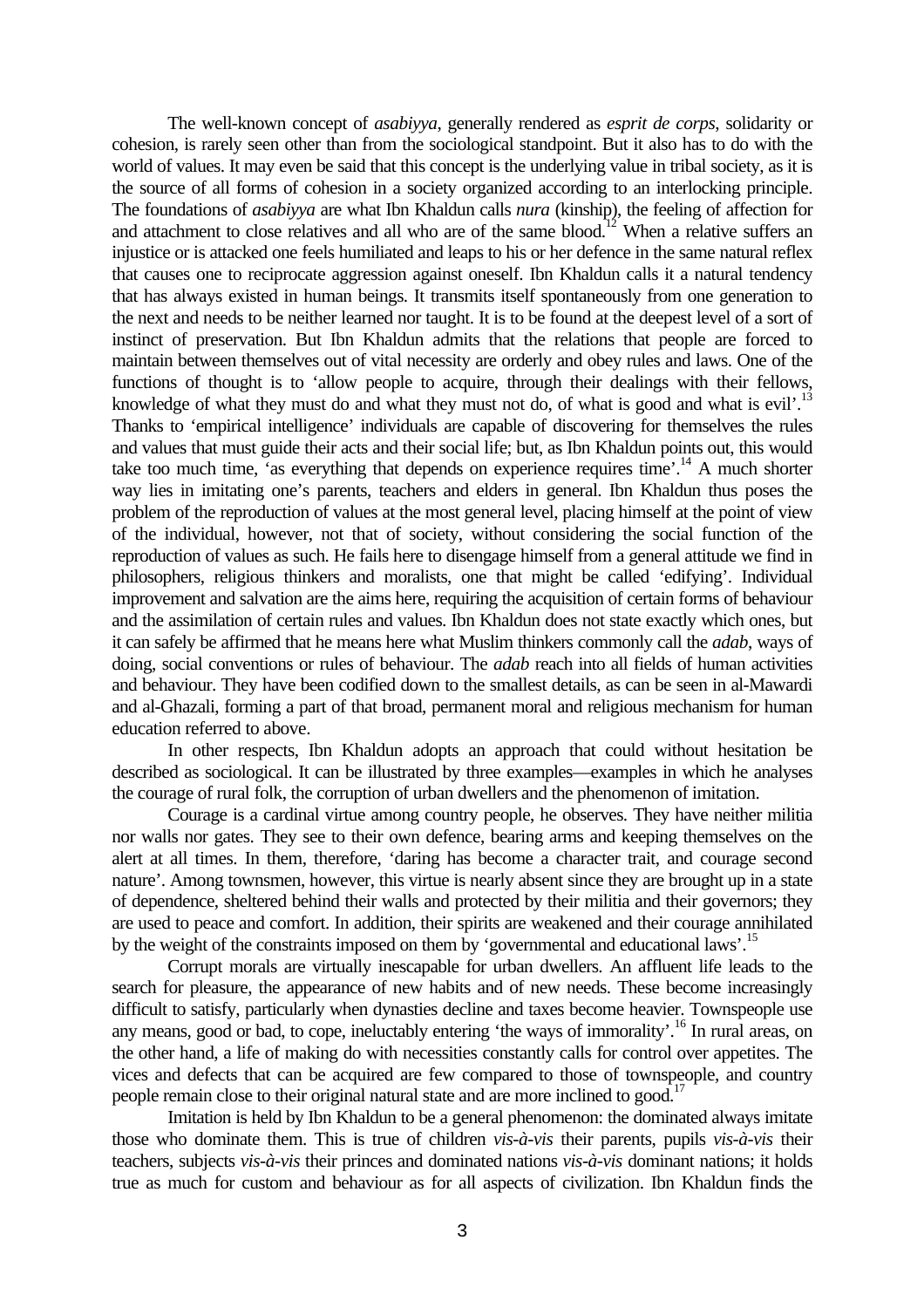The well-known concept of *asabiyya*, generally rendered as *esprit de corps*, solidarity or cohesion, is rarely seen other than from the sociological standpoint. But it also has to do with the world of values. It may even be said that this concept is the underlying value in tribal society, as it is the source of all forms of cohesion in a society organized according to an interlocking principle. The foundations of *asabiyya* are what Ibn Khaldun calls *nura* (kinship), the feeling of affection for and attachment to close relatives and all who are of the same blood.[12] When a relative suffers an injustice or is attacked one feels humiliated and leaps to his or her defence in the same natural reflex that causes one to reciprocate aggression against oneself. Ibn Khaldun calls it a natural tendency that has always existed in human beings. It transmits itself spontaneously from one generation to the next and needs to be neither learned nor taught. It is to be found at the deepest level of a sort of instinct of preservation. But Ibn Khaldun admits that the relations that people are forced to maintain between themselves out of vital necessity are orderly and obey rules and laws. One of the functions of thought is to 'allow people to acquire, through their dealings with their fellows, knowledge of what they must do and what they must not do, of what is good and what is evil'.[13] Thanks to 'empirical intelligence' individuals are capable of discovering for themselves the rules and values that must guide their acts and their social life; but, as Ibn Khaldun points out, this would take too much time, 'as everything that depends on experience requires time'.[14] A much shorter way lies in imitating one's parents, teachers and elders in general. Ibn Khaldun thus poses the problem of the reproduction of values at the most general level, placing himself at the point of view of the individual, however, not that of society, without considering the social function of the reproduction of values as such. He fails here to disengage himself from a general attitude we find in philosophers, religious thinkers and moralists, one that might be called 'edifying'. Individual improvement and salvation are the aims here, requiring the acquisition of certain forms of behaviour and the assimilation of certain rules and values. Ibn Khaldun does not state exactly which ones, but it can safely be affirmed that he means here what Muslim thinkers commonly call the *adab*, ways of doing, social conventions or rules of behaviour. The *adab* reach into all fields of human activities and behaviour. They have been codified down to the smallest details, as can be seen in al-Mawardi and al-Ghazali, forming a part of that broad, permanent moral and religious mechanism for human education referred to above.

In other respects, Ibn Khaldun adopts an approach that could without hesitation be described as sociological. It can be illustrated by three examples—examples in which he analyses the courage of rural folk, the corruption of urban dwellers and the phenomenon of imitation.

Courage is a cardinal virtue among country people, he observes. They have neither militia nor walls nor gates. They see to their own defence, bearing arms and keeping themselves on the alert at all times. In them, therefore, 'daring has become a character trait, and courage second nature'. Among townsmen, however, this virtue is nearly absent since they are brought up in a state of dependence, sheltered behind their walls and protected by their militia and their governors; they are used to peace and comfort. In addition, their spirits are weakened and their courage annihilated by the weight of the constraints imposed on them by 'governmental and educational laws'.[15]

Corrupt morals are virtually inescapable for urban dwellers. An affluent life leads to the search for pleasure, the appearance of new habits and of new needs. These become increasingly difficult to satisfy, particularly when dynasties decline and taxes become heavier. Townspeople use any means, good or bad, to cope, ineluctably entering 'the ways of immorality'.[16] In rural areas, on the other hand, a life of making do with necessities constantly calls for control over appetites. The vices and defects that can be acquired are few compared to those of townspeople, and country people remain close to their original natural state and are more inclined to good.[17]

Imitation is held by Ibn Khaldun to be a general phenomenon: the dominated always imitate those who dominate them. This is true of children *vis-à-vis* their parents, pupils *vis-à-vis* their teachers, subjects *vis-à-vis* their princes and dominated nations *vis-à-vis* dominant nations; it holds true as much for custom and behaviour as for all aspects of civilization. Ibn Khaldun finds the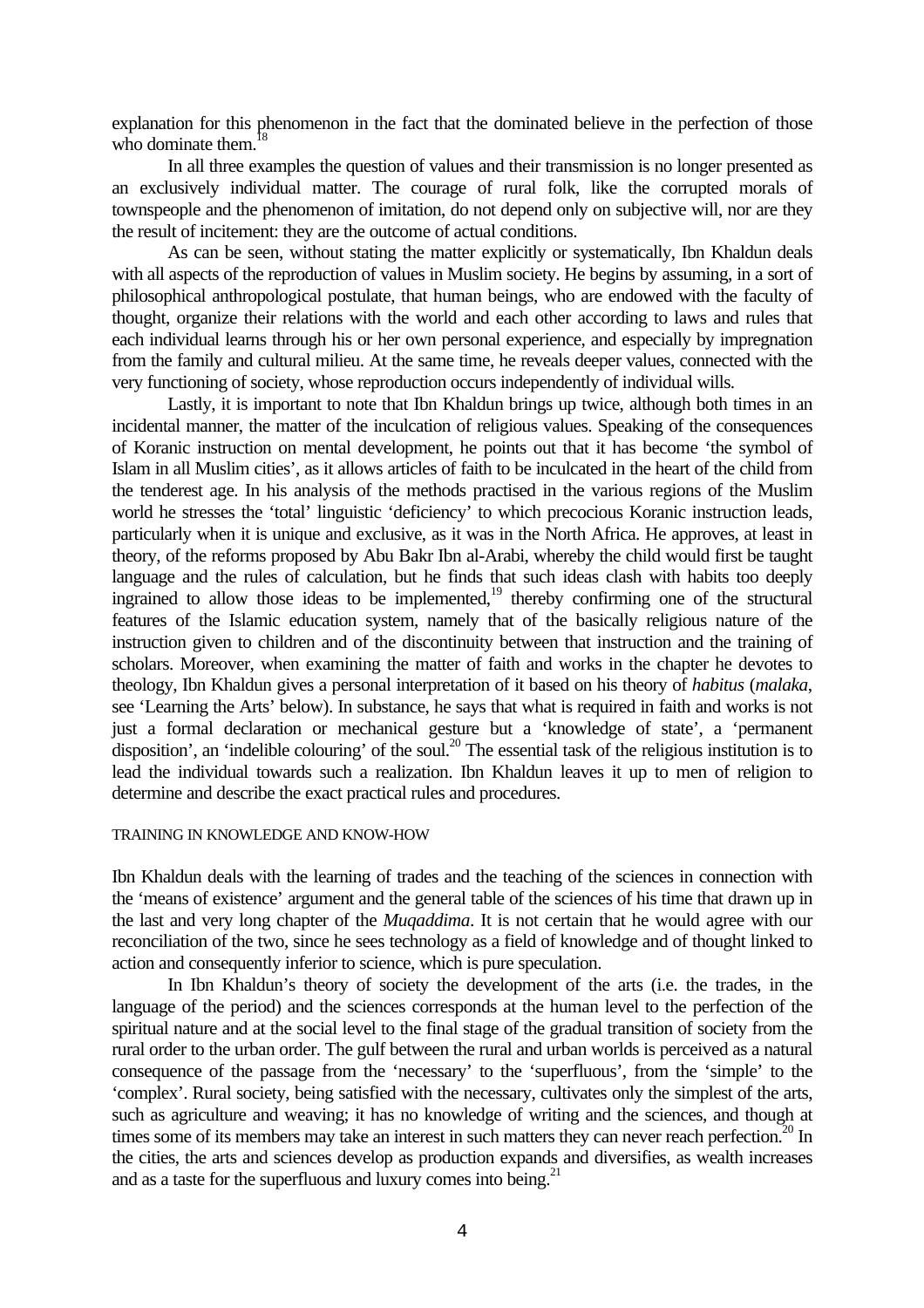explanation for this phenomenon in the fact that the dominated believe in the perfection of those who dominate them.[18]

In all three examples the question of values and their transmission is no longer presented as an exclusively individual matter. The courage of rural folk, like the corrupted morals of townspeople and the phenomenon of imitation, do not depend only on subjective will, nor are they the result of incitement: they are the outcome of actual conditions.

As can be seen, without stating the matter explicitly or systematically, Ibn Khaldun deals with all aspects of the reproduction of values in Muslim society. He begins by assuming, in a sort of philosophical anthropological postulate, that human beings, who are endowed with the faculty of thought, organize their relations with the world and each other according to laws and rules that each individual learns through his or her own personal experience, and especially by impregnation from the family and cultural milieu. At the same time, he reveals deeper values, connected with the very functioning of society, whose reproduction occurs independently of individual wills.

Lastly, it is important to note that Ibn Khaldun brings up twice, although both times in an incidental manner, the matter of the inculcation of religious values. Speaking of the consequences of Koranic instruction on mental development, he points out that it has become 'the symbol of Islam in all Muslim cities', as it allows articles of faith to be inculcated in the heart of the child from the tenderest age. In his analysis of the methods practised in the various regions of the Muslim world he stresses the 'total' linguistic 'deficiency' to which precocious Koranic instruction leads, particularly when it is unique and exclusive, as it was in the North Africa. He approves, at least in theory, of the reforms proposed by Abu Bakr Ibn al-Arabi, whereby the child would first be taught language and the rules of calculation, but he finds that such ideas clash with habits too deeply ingrained to allow those ideas to be implemented,[19] thereby confirming one of the structural features of the Islamic education system, namely that of the basically religious nature of the instruction given to children and of the discontinuity between that instruction and the training of scholars. Moreover, when examining the matter of faith and works in the chapter he devotes to theology, Ibn Khaldun gives a personal interpretation of it based on his theory of *habitus* (*malaka*, see 'Learning the Arts' below). In substance, he says that what is required in faith and works is not just a formal declaration or mechanical gesture but a 'knowledge of state', a 'permanent disposition', an 'indelible colouring' of the soul.[20] The essential task of the religious institution is to lead the individual towards such a realization. Ibn Khaldun leaves it up to men of religion to determine and describe the exact practical rules and procedures.

## TRAINING IN KNOWLEDGE AND KNOW-HOW

Ibn Khaldun deals with the learning of trades and the teaching of the sciences in connection with the 'means of existence' argument and the general table of the sciences of his time that drawn up in the last and very long chapter of the *Muqaddima*. It is not certain that he would agree with our reconciliation of the two, since he sees technology as a field of knowledge and of thought linked to action and consequently inferior to science, which is pure speculation.

In Ibn Khaldun's theory of society the development of the arts (i.e. the trades, in the language of the period) and the sciences corresponds at the human level to the perfection of the spiritual nature and at the social level to the final stage of the gradual transition of society from the rural order to the urban order. The gulf between the rural and urban worlds is perceived as a natural consequence of the passage from the 'necessary' to the 'superfluous', from the 'simple' to the 'complex'. Rural society, being satisfied with the necessary, cultivates only the simplest of the arts, such as agriculture and weaving; it has no knowledge of writing and the sciences, and though at times some of its members may take an interest in such matters they can never reach perfection.[20] In the cities, the arts and sciences develop as production expands and diversifies, as wealth increases and as a taste for the superfluous and luxury comes into being.[21]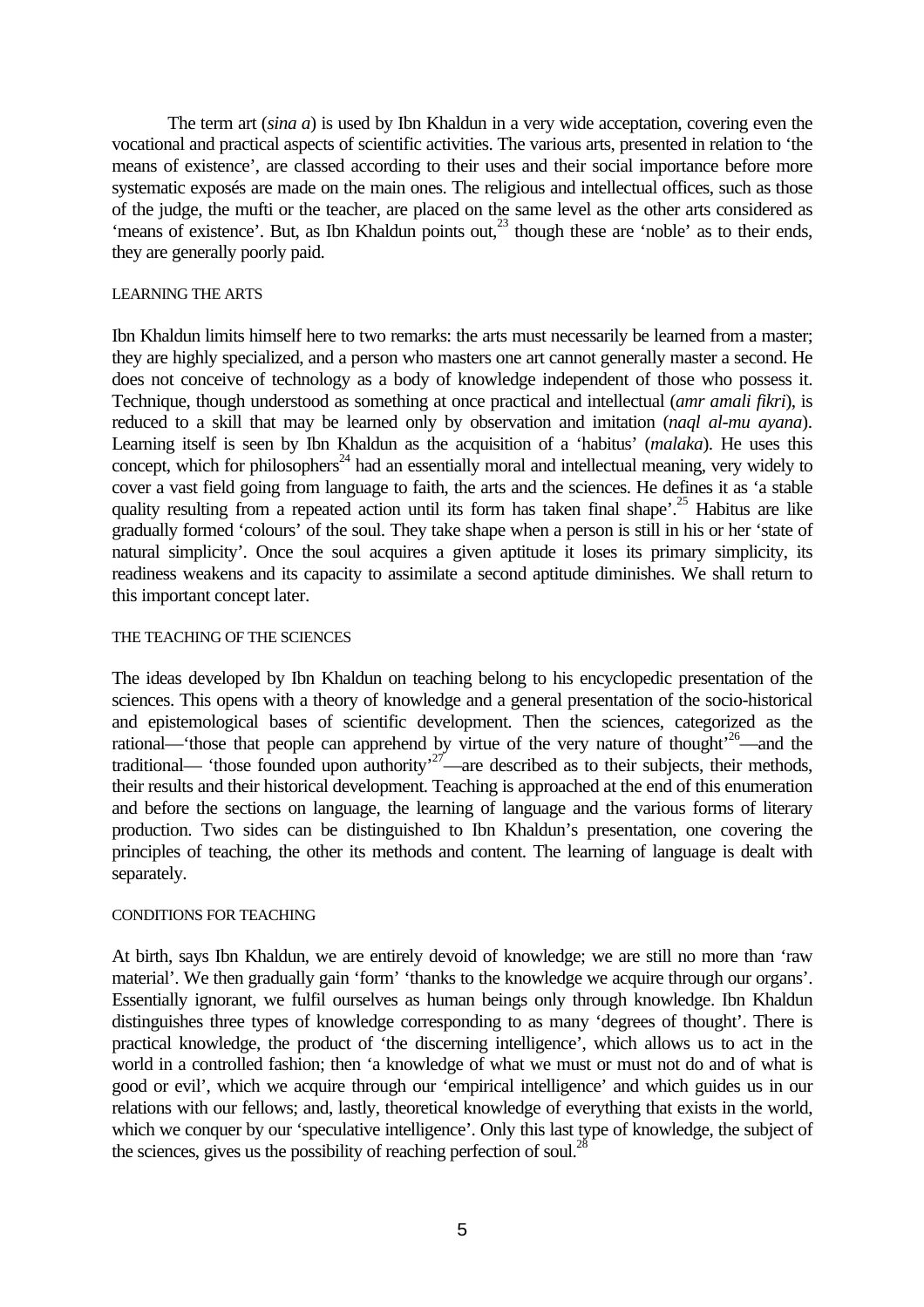The term art (*sina a*) is used by Ibn Khaldun in a very wide acceptation, covering even the vocational and practical aspects of scientific activities. The various arts, presented in relation to 'the means of existence', are classed according to their uses and their social importance before more systematic exposés are made on the main ones. The religious and intellectual offices, such as those of the judge, the mufti or the teacher, are placed on the same level as the other arts considered as 'means of existence'. But, as Ibn Khaldun points out,[23] though these are 'noble' as to their ends, they are generally poorly paid.

### LEARNING THE ARTS

Ibn Khaldun limits himself here to two remarks: the arts must necessarily be learned from a master; they are highly specialized, and a person who masters one art cannot generally master a second. He does not conceive of technology as a body of knowledge independent of those who possess it. Technique, though understood as something at once practical and intellectual (*amr amali fikri*), is reduced to a skill that may be learned only by observation and imitation (*naql al-mu ayana*). Learning itself is seen by Ibn Khaldun as the acquisition of a 'habitus' (*malaka*). He uses this concept, which for philosophers[24] had an essentially moral and intellectual meaning, very widely to cover a vast field going from language to faith, the arts and the sciences. He defines it as 'a stable quality resulting from a repeated action until its form has taken final shape'.[25] Habitus are like gradually formed 'colours' of the soul. They take shape when a person is still in his or her 'state of natural simplicity'. Once the soul acquires a given aptitude it loses its primary simplicity, its readiness weakens and its capacity to assimilate a second aptitude diminishes. We shall return to this important concept later.

### THE TEACHING OF THE SCIENCES

The ideas developed by Ibn Khaldun on teaching belong to his encyclopedic presentation of the sciences. This opens with a theory of knowledge and a general presentation of the socio-historical and epistemological bases of scientific development. Then the sciences, categorized as the rational—'those that people can apprehend by virtue of the very nature of thought'[26]—and the traditional— 'those founded upon authority'[27]—are described as to their subjects, their methods, their results and their historical development. Teaching is approached at the end of this enumeration and before the sections on language, the learning of language and the various forms of literary production. Two sides can be distinguished to Ibn Khaldun's presentation, one covering the principles of teaching, the other its methods and content. The learning of language is dealt with separately.

### CONDITIONS FOR TEACHING

At birth, says Ibn Khaldun, we are entirely devoid of knowledge; we are still no more than 'raw material'. We then gradually gain 'form' 'thanks to the knowledge we acquire through our organs'. Essentially ignorant, we fulfil ourselves as human beings only through knowledge. Ibn Khaldun distinguishes three types of knowledge corresponding to as many 'degrees of thought'. There is practical knowledge, the product of 'the discerning intelligence', which allows us to act in the world in a controlled fashion; then 'a knowledge of what we must or must not do and of what is good or evil', which we acquire through our 'empirical intelligence' and which guides us in our relations with our fellows; and, lastly, theoretical knowledge of everything that exists in the world, which we conquer by our 'speculative intelligence'. Only this last type of knowledge, the subject of the sciences, gives us the possibility of reaching perfection of soul.[28]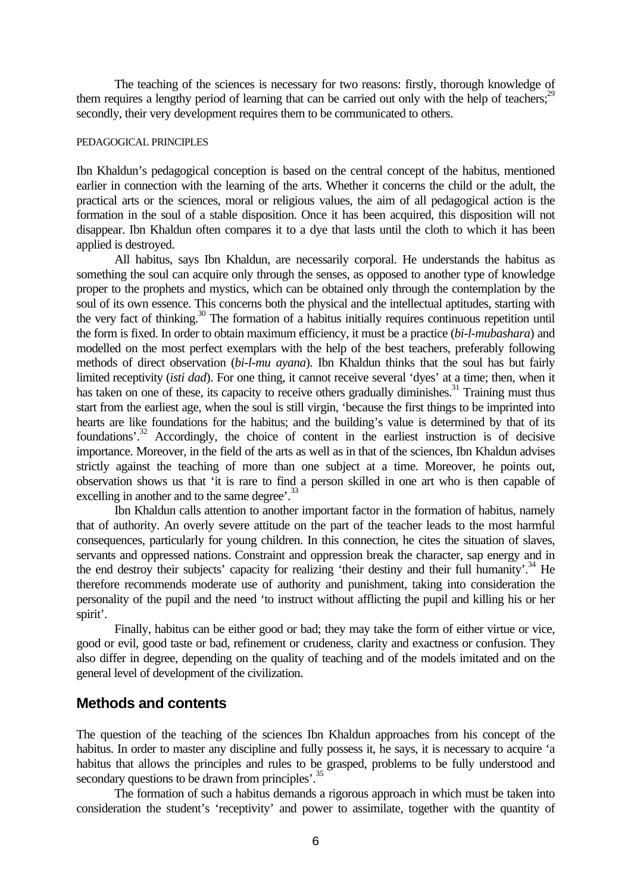The teaching of the sciences is necessary for two reasons: firstly, thorough knowledge of them requires a lengthy period of learning that can be carried out only with the help of teachers;[29] secondly, their very development requires them to be communicated to others.

### PEDAGOGICAL PRINCIPLES

Ibn Khaldun's pedagogical conception is based on the central concept of the habitus, mentioned earlier in connection with the learning of the arts. Whether it concerns the child or the adult, the practical arts or the sciences, moral or religious values, the aim of all pedagogical action is the formation in the soul of a stable disposition. Once it has been acquired, this disposition will not disappear. Ibn Khaldun often compares it to a dye that lasts until the cloth to which it has been applied is destroyed.

All habitus, says Ibn Khaldun, are necessarily corporal. He understands the habitus as something the soul can acquire only through the senses, as opposed to another type of knowledge proper to the prophets and mystics, which can be obtained only through the contemplation by the soul of its own essence. This concerns both the physical and the intellectual aptitudes, starting with the very fact of thinking.[30] The formation of a habitus initially requires continuous repetition until the form is fixed. In order to obtain maximum efficiency, it must be a practice (*bi-l-mubashara*) and modelled on the most perfect exemplars with the help of the best teachers, preferably following methods of direct observation (*bi-l-mu ayana*). Ibn Khaldun thinks that the soul has but fairly limited receptivity (*isti dad*). For one thing, it cannot receive several 'dyes' at a time; then, when it has taken on one of these, its capacity to receive others gradually diminishes.[31] Training must thus start from the earliest age, when the soul is still virgin, 'because the first things to be imprinted into hearts are like foundations for the habitus; and the building's value is determined by that of its foundations'.[32] Accordingly, the choice of content in the earliest instruction is of decisive importance. Moreover, in the field of the arts as well as in that of the sciences, Ibn Khaldun advises strictly against the teaching of more than one subject at a time. Moreover, he points out, observation shows us that 'it is rare to find a person skilled in one art who is then capable of excelling in another and to the same degree'.[33]

Ibn Khaldun calls attention to another important factor in the formation of habitus, namely that of authority. An overly severe attitude on the part of the teacher leads to the most harmful consequences, particularly for young children. In this connection, he cites the situation of slaves, servants and oppressed nations. Constraint and oppression break the character, sap energy and in the end destroy their subjects' capacity for realizing 'their destiny and their full humanity'.[34] He therefore recommends moderate use of authority and punishment, taking into consideration the personality of the pupil and the need 'to instruct without afflicting the pupil and killing his or her spirit'.

Finally, habitus can be either good or bad; they may take the form of either virtue or vice, good or evil, good taste or bad, refinement or crudeness, clarity and exactness or confusion. They also differ in degree, depending on the quality of teaching and of the models imitated and on the general level of development of the civilization.

## Methods and contents

The question of the teaching of the sciences Ibn Khaldun approaches from his concept of the habitus. In order to master any discipline and fully possess it, he says, it is necessary to acquire 'a habitus that allows the principles and rules to be grasped, problems to be fully understood and secondary questions to be drawn from principles'.[35]

The formation of such a habitus demands a rigorous approach in which must be taken into consideration the student's 'receptivity' and power to assimilate, together with the quantity of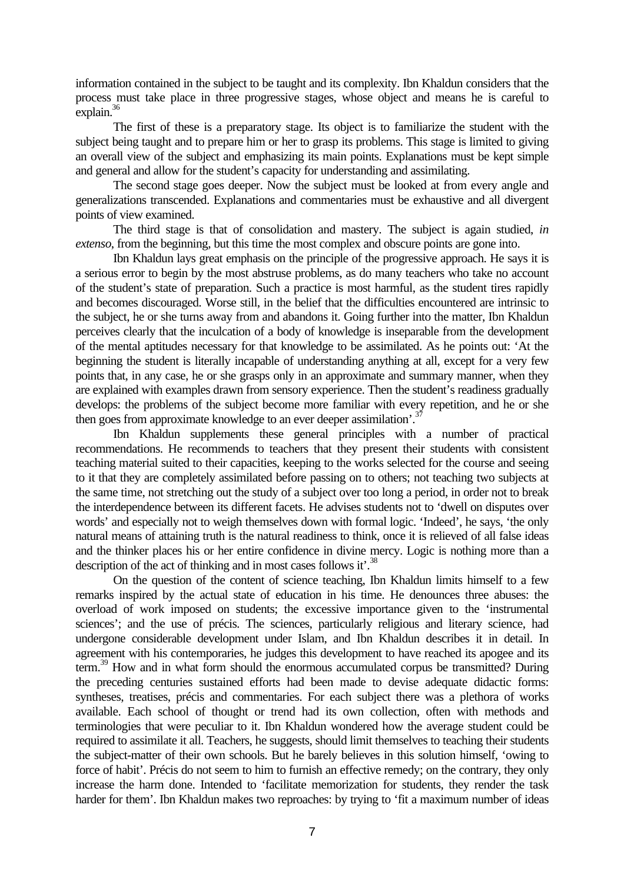information contained in the subject to be taught and its complexity. Ibn Khaldun considers that the process must take place in three progressive stages, whose object and means he is careful to explain.[36]

The first of these is a preparatory stage. Its object is to familiarize the student with the subject being taught and to prepare him or her to grasp its problems. This stage is limited to giving an overall view of the subject and emphasizing its main points. Explanations must be kept simple and general and allow for the student's capacity for understanding and assimilating.

The second stage goes deeper. Now the subject must be looked at from every angle and generalizations transcended. Explanations and commentaries must be exhaustive and all divergent points of view examined.

The third stage is that of consolidation and mastery. The subject is again studied, *in extenso*, from the beginning, but this time the most complex and obscure points are gone into.

Ibn Khaldun lays great emphasis on the principle of the progressive approach. He says it is a serious error to begin by the most abstruse problems, as do many teachers who take no account of the student's state of preparation. Such a practice is most harmful, as the student tires rapidly and becomes discouraged. Worse still, in the belief that the difficulties encountered are intrinsic to the subject, he or she turns away from and abandons it. Going further into the matter, Ibn Khaldun perceives clearly that the inculcation of a body of knowledge is inseparable from the development of the mental aptitudes necessary for that knowledge to be assimilated. As he points out: 'At the beginning the student is literally incapable of understanding anything at all, except for a very few points that, in any case, he or she grasps only in an approximate and summary manner, when they are explained with examples drawn from sensory experience. Then the student's readiness gradually develops: the problems of the subject become more familiar with every repetition, and he or she then goes from approximate knowledge to an ever deeper assimilation'.[37]

Ibn Khaldun supplements these general principles with a number of practical recommendations. He recommends to teachers that they present their students with consistent teaching material suited to their capacities, keeping to the works selected for the course and seeing to it that they are completely assimilated before passing on to others; not teaching two subjects at the same time, not stretching out the study of a subject over too long a period, in order not to break the interdependence between its different facets. He advises students not to 'dwell on disputes over words' and especially not to weigh themselves down with formal logic. 'Indeed', he says, 'the only natural means of attaining truth is the natural readiness to think, once it is relieved of all false ideas and the thinker places his or her entire confidence in divine mercy. Logic is nothing more than a description of the act of thinking and in most cases follows it'.[38]

On the question of the content of science teaching, Ibn Khaldun limits himself to a few remarks inspired by the actual state of education in his time. He denounces three abuses: the overload of work imposed on students; the excessive importance given to the 'instrumental sciences'; and the use of précis. The sciences, particularly religious and literary science, had undergone considerable development under Islam, and Ibn Khaldun describes it in detail. In agreement with his contemporaries, he judges this development to have reached its apogee and its term.[39] How and in what form should the enormous accumulated corpus be transmitted? During the preceding centuries sustained efforts had been made to devise adequate didactic forms: syntheses, treatises, précis and commentaries. For each subject there was a plethora of works available. Each school of thought or trend had its own collection, often with methods and terminologies that were peculiar to it. Ibn Khaldun wondered how the average student could be required to assimilate it all. Teachers, he suggests, should limit themselves to teaching their students the subject-matter of their own schools. But he barely believes in this solution himself, 'owing to force of habit'. Précis do not seem to him to furnish an effective remedy; on the contrary, they only increase the harm done. Intended to 'facilitate memorization for students, they render the task harder for them'. Ibn Khaldun makes two reproaches: by trying to 'fit a maximum number of ideas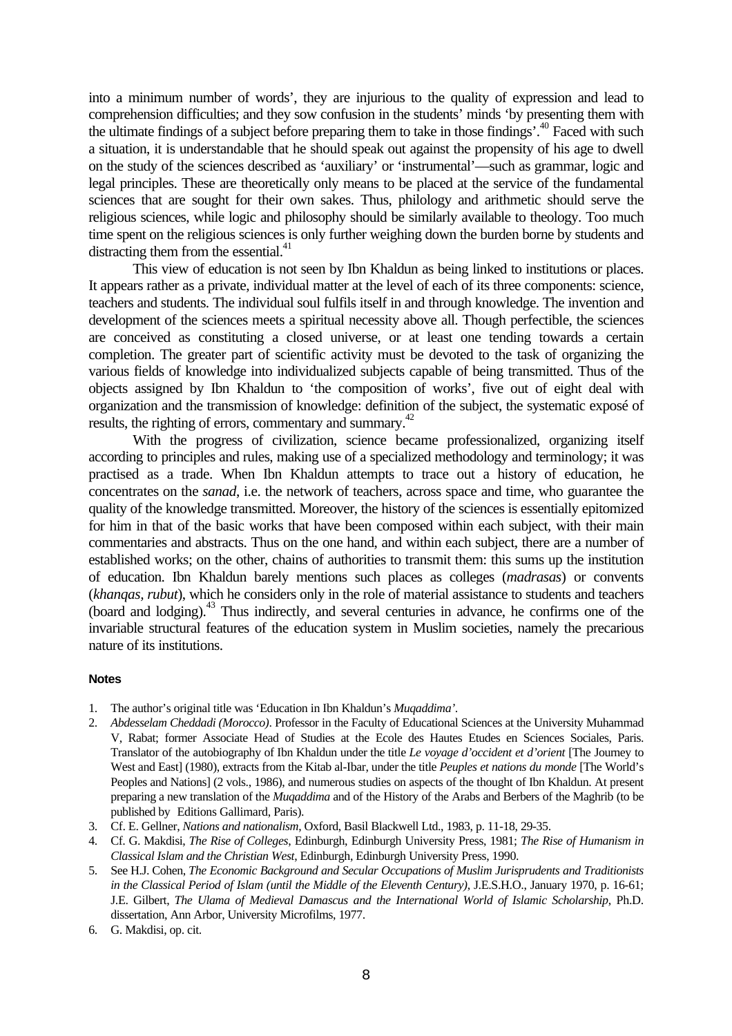into a minimum number of words', they are injurious to the quality of expression and lead to comprehension difficulties; and they sow confusion in the students' minds 'by presenting them with the ultimate findings of a subject before preparing them to take in those findings'.[40] Faced with such a situation, it is understandable that he should speak out against the propensity of his age to dwell on the study of the sciences described as 'auxiliary' or 'instrumental'—such as grammar, logic and legal principles. These are theoretically only means to be placed at the service of the fundamental sciences that are sought for their own sakes. Thus, philology and arithmetic should serve the religious sciences, while logic and philosophy should be similarly available to theology. Too much time spent on the religious sciences is only further weighing down the burden borne by students and distracting them from the essential.[41]

This view of education is not seen by Ibn Khaldun as being linked to institutions or places. It appears rather as a private, individual matter at the level of each of its three components: science, teachers and students. The individual soul fulfils itself in and through knowledge. The invention and development of the sciences meets a spiritual necessity above all. Though perfectible, the sciences are conceived as constituting a closed universe, or at least one tending towards a certain completion. The greater part of scientific activity must be devoted to the task of organizing the various fields of knowledge into individualized subjects capable of being transmitted. Thus of the objects assigned by Ibn Khaldun to 'the composition of works', five out of eight deal with organization and the transmission of knowledge: definition of the subject, the systematic exposé of results, the righting of errors, commentary and summary.[42]

With the progress of civilization, science became professionalized, organizing itself according to principles and rules, making use of a specialized methodology and terminology; it was practised as a trade. When Ibn Khaldun attempts to trace out a history of education, he concentrates on the *sanad*, i.e. the network of teachers, across space and time, who guarantee the quality of the knowledge transmitted. Moreover, the history of the sciences is essentially epitomized for him in that of the basic works that have been composed within each subject, with their main commentaries and abstracts. Thus on the one hand, and within each subject, there are a number of established works; on the other, chains of authorities to transmit them: this sums up the institution of education. Ibn Khaldun barely mentions such places as colleges (*madrasas*) or convents (*khanqas, rubut*), which he considers only in the role of material assistance to students and teachers (board and lodging).[43] Thus indirectly, and several centuries in advance, he confirms one of the invariable structural features of the education system in Muslim societies, namely the precarious nature of its institutions.

#### Notes

1. The author's original title was 'Education in Ibn Khaldun's *Muqaddima'*.
2. *Abdesselam Cheddadi (Morocco)*. Professor in the Faculty of Educational Sciences at the University Muhammad V, Rabat; former Associate Head of Studies at the Ecole des Hautes Etudes en Sciences Sociales, Paris. Translator of the autobiography of Ibn Khaldun under the title *Le voyage d'occident et d'orient* [The Journey to West and East] (1980), extracts from the Kitab al-Ibar, under the title *Peuples et nations du monde* [The World's Peoples and Nations] (2 vols., 1986), and numerous studies on aspects of the thought of Ibn Khaldun. At present preparing a new translation of the *Muqaddima* and of the History of the Arabs and Berbers of the Maghrib (to be published by Editions Gallimard, Paris).
3. Cf. E. Gellner, *Nations and nationalism*, Oxford, Basil Blackwell Ltd., 1983, p. 11-18, 29-35.
4. Cf. G. Makdisi, *The Rise of Colleges*, Edinburgh, Edinburgh University Press, 1981; *The Rise of Humanism in Classical Islam and the Christian West*, Edinburgh, Edinburgh University Press, 1990.
5. See H.J. Cohen, *The Economic Background and Secular Occupations of Muslim Jurisprudents and Traditionists in the Classical Period of Islam (until the Middle of the Eleventh Century)*, J.E.S.H.O., January 1970, p. 16-61; J.E. Gilbert, *The Ulama of Medieval Damascus and the International World of Islamic Scholarship*, Ph.D. dissertation, Ann Arbor, University Microfilms, 1977.
6. G. Makdisi, op. cit.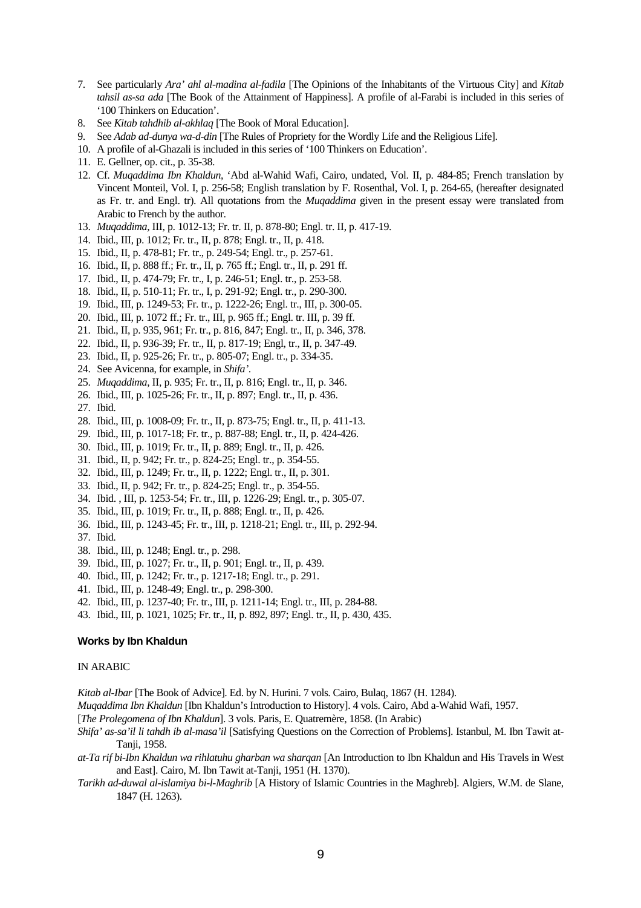7. See particularly *Ara' ahl al-madina al-fadila* [The Opinions of the Inhabitants of the Virtuous City] and *Kitab tahsil as-sa ada* [The Book of the Attainment of Happiness]. A profile of al-Farabi is included in this series of '100 Thinkers on Education'.
8. See *Kitab tahdhib al-akhlaq* [The Book of Moral Education].
9. See *Adab ad-dunya wa-d-din* [The Rules of Propriety for the Wordly Life and the Religious Life].
10. A profile of al-Ghazali is included in this series of '100 Thinkers on Education'.
11. E. Gellner, op. cit., p. 35-38.
12. Cf. *Muqaddima Ibn Khaldun*, 'Abd al-Wahid Wafi, Cairo, undated, Vol. II, p. 484-85; French translation by Vincent Monteil, Vol. I, p. 256-58; English translation by F. Rosenthal, Vol. I, p. 264-65, (hereafter designated as Fr. tr. and Engl. tr). All quotations from the *Muqaddima* given in the present essay were translated from Arabic to French by the author.
13. *Muqaddima*, III, p. 1012-13; Fr. tr. II, p. 878-80; Engl. tr. II, p. 417-19.
14. Ibid., III, p. 1012; Fr. tr., II, p. 878; Engl. tr., II, p. 418.
15. Ibid., II, p. 478-81; Fr. tr., p. 249-54; Engl. tr., p. 257-61.
16. Ibid., II, p. 888 ff.; Fr. tr., II, p. 765 ff.; Engl. tr., II, p. 291 ff.
17. Ibid., II, p. 474-79; Fr. tr., I, p. 246-51; Engl. tr., p. 253-58.
18. Ibid., II, p. 510-11; Fr. tr., I, p. 291-92; Engl. tr., p. 290-300.
19. Ibid., III, p. 1249-53; Fr. tr., p. 1222-26; Engl. tr., III, p. 300-05.
20. Ibid., III, p. 1072 ff.; Fr. tr., III, p. 965 ff.; Engl. tr. III, p. 39 ff.
21. Ibid., II, p. 935, 961; Fr. tr., p. 816, 847; Engl. tr., II, p. 346, 378.
22. Ibid., II, p. 936-39; Fr. tr., II, p. 817-19; Engl, tr., II, p. 347-49.
23. Ibid., II, p. 925-26; Fr. tr., p. 805-07; Engl. tr., p. 334-35.
24. See Avicenna, for example, in *Shifa'*.
25. *Muqaddima*, II, p. 935; Fr. tr., II, p. 816; Engl. tr., II, p. 346.
26. Ibid., III, p. 1025-26; Fr. tr., II, p. 897; Engl. tr., II, p. 436.
27. Ibid.
28. Ibid., III, p. 1008-09; Fr. tr., II, p. 873-75; Engl. tr., II, p. 411-13.
29. Ibid., III, p. 1017-18; Fr. tr., p. 887-88; Engl. tr., II, p. 424-426.
30. Ibid., III, p. 1019; Fr. tr., II, p. 889; Engl. tr., II, p. 426.
31. Ibid., II, p. 942; Fr. tr., p. 824-25; Engl. tr., p. 354-55.
32. Ibid., III, p. 1249; Fr. tr., II, p. 1222; Engl. tr., II, p. 301.
33. Ibid., II, p. 942; Fr. tr., p. 824-25; Engl. tr., p. 354-55.
34. Ibid. , III, p. 1253-54; Fr. tr., III, p. 1226-29; Engl. tr., p. 305-07.
35. Ibid., III, p. 1019; Fr. tr., II, p. 888; Engl. tr., II, p. 426.
36. Ibid., III, p. 1243-45; Fr. tr., III, p. 1218-21; Engl. tr., III, p. 292-94.
37. Ibid.
38. Ibid., III, p. 1248; Engl. tr., p. 298.
39. Ibid., III, p. 1027; Fr. tr., II, p. 901; Engl. tr., II, p. 439.
40. Ibid., III, p. 1242; Fr. tr., p. 1217-18; Engl. tr., p. 291.
41. Ibid., III, p. 1248-49; Engl. tr., p. 298-300.
42. Ibid., III, p. 1237-40; Fr. tr., III, p. 1211-14; Engl. tr., III, p. 284-88.
43. Ibid., III, p. 1021, 1025; Fr. tr., II, p. 892, 897; Engl. tr., II, p. 430, 435.

### Works by Ibn Khaldun

IN ARABIC

*Kitab al-Ibar* [The Book of Advice]. Ed. by N. Hurini. 7 vols. Cairo, Bulaq, 1867 (H. 1284).

*Muqaddima Ibn Khaldun* [Ibn Khaldun's Introduction to History]. 4 vols. Cairo, Abd a-Wahid Wafi, 1957.

[*The Prolegomena of Ibn Khaldun*]. 3 vols. Paris, E. Quatremère, 1858. (In Arabic)

*Shifa' as-sa'il li tahdh ib al-masa'il* [Satisfying Questions on the Correction of Problems]. Istanbul, M. Ibn Tawit at-Tanji, 1958.

*at-Ta rif bi-Ibn Khaldun wa rihlatuhu gharban wa sharqan* [An Introduction to Ibn Khaldun and His Travels in West and East]. Cairo, M. Ibn Tawit at-Tanji, 1951 (H. 1370).

*Tarikh ad-duwal al-islamiya bi-l-Maghrib* [A History of Islamic Countries in the Maghreb]. Algiers, W.M. de Slane, 1847 (H. 1263).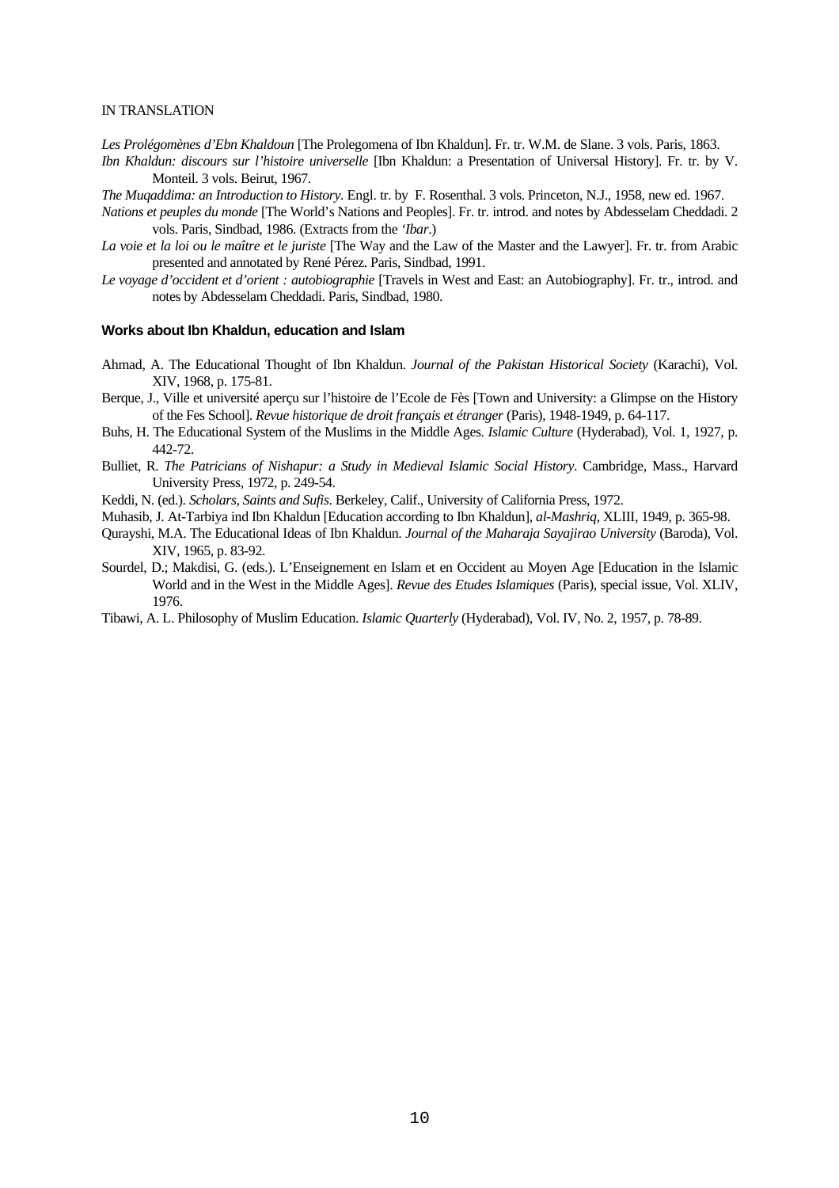IN TRANSLATION

*Les Prolégomènes d'Ebn Khaldoun* [The Prolegomena of Ibn Khaldun]. Fr. tr. W.M. de Slane. 3 vols. Paris, 1863.

*Ibn Khaldun: discours sur l'histoire universelle* [Ibn Khaldun: a Presentation of Universal History]. Fr. tr. by V. Monteil. 3 vols. Beirut, 1967.

*The Muqaddima: an Introduction to History*. Engl. tr. by F. Rosenthal. 3 vols. Princeton, N.J., 1958, new ed. 1967.

*Nations et peuples du monde* [The World's Nations and Peoples]. Fr. tr. introd. and notes by Abdesselam Cheddadi. 2 vols. Paris, Sindbad, 1986. (Extracts from the *'Ibar*.)

*La voie et la loi ou le maître et le juriste* [The Way and the Law of the Master and the Lawyer]. Fr. tr. from Arabic presented and annotated by René Pérez. Paris, Sindbad, 1991.

*Le voyage d'occident et d'orient : autobiographie* [Travels in West and East: an Autobiography]. Fr. tr., introd. and notes by Abdesselam Cheddadi. Paris, Sindbad, 1980.

### Works about Ibn Khaldun, education and Islam

Ahmad, A. The Educational Thought of Ibn Khaldun. *Journal of the Pakistan Historical Society* (Karachi), Vol. XIV, 1968, p. 175-81.

Berque, J., Ville et université aperçu sur l'histoire de l'Ecole de Fès [Town and University: a Glimpse on the History of the Fes School]. *Revue historique de droit français et étranger* (Paris), 1948-1949, p. 64-117.

Buhs, H. The Educational System of the Muslims in the Middle Ages. *Islamic Culture* (Hyderabad), Vol. 1, 1927, p. 442-72.

Bulliet, R. *The Patricians of Nishapur: a Study in Medieval Islamic Social History*. Cambridge, Mass., Harvard University Press, 1972, p. 249-54.

Keddi, N. (ed.). *Scholars, Saints and Sufis*. Berkeley, Calif., University of California Press, 1972.

Muhasib, J. At-Tarbiya ind Ibn Khaldun [Education according to Ibn Khaldun], *al-Mashriq*, XLIII, 1949, p. 365-98.

Qurayshi, M.A. The Educational Ideas of Ibn Khaldun. *Journal of the Maharaja Sayajirao University* (Baroda), Vol. XIV, 1965, p. 83-92.

Sourdel, D.; Makdisi, G. (eds.). L'Enseignement en Islam et en Occident au Moyen Age [Education in the Islamic World and in the West in the Middle Ages]. *Revue des Etudes Islamiques* (Paris), special issue, Vol. XLIV, 1976.

Tibawi, A. L. Philosophy of Muslim Education. *Islamic Quarterly* (Hyderabad), Vol. IV, No. 2, 1957, p. 78-89.